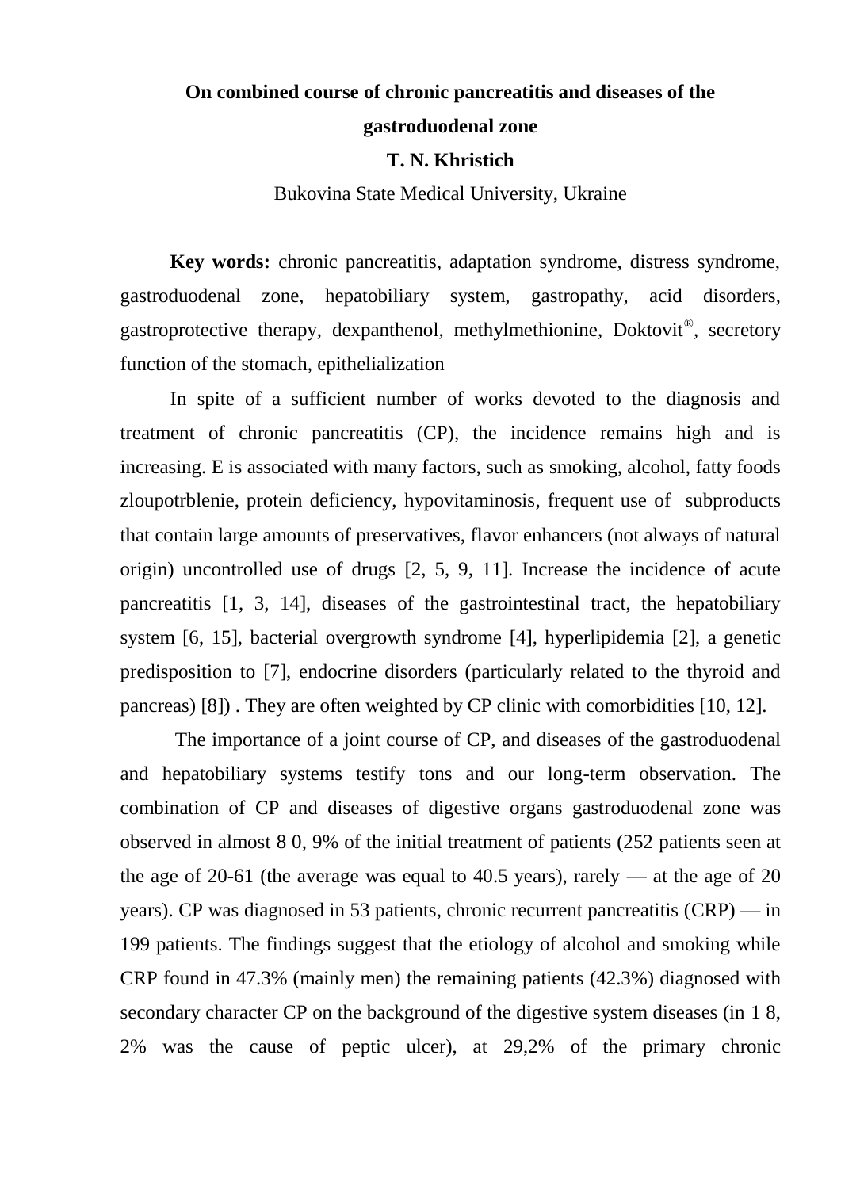# On combined course of chronic pancreatitis and diseases of the gastroduodenal zone

**T. N. Khristich**

Bukovina State Medical University, Ukraine

**Key words:** chronic pancreatitis, adaptation syndrome, distress syndrome, gastroduodenal zone, hepatobiliary system, gastropathy, acid disorders, gastroprotective therapy, dexpanthenol, methylmethionine, Doktovit®, secretory function of the stomach, epithelialization

In spite of a sufficient number of works devoted to the diagnosis and treatment of chronic pancreatitis (CP), the incidence remains high and is increasing. E is associated with many factors, such as smoking, alcohol, fatty foods zloupotrblenie, protein deficiency, hypovitaminosis, frequent use of subproducts that contain large amounts of preservatives, flavor enhancers (not always of natural origin) uncontrolled use of drugs [2, 5, 9, 11]. Increase the incidence of acute pancreatitis [1, 3, 14], diseases of the gastrointestinal tract, the hepatobiliary system [6, 15], bacterial overgrowth syndrome [4], hyperlipidemia [2], a genetic predisposition to [7], endocrine disorders (particularly related to the thyroid and pancreas) [8]) . They are often weighted by CP clinic with comorbidities [10, 12].

The importance of a joint course of CP, and diseases of the gastroduodenal and hepatobiliary systems testify tons and our long-term observation. The combination of CP and diseases of digestive organs gastroduodenal zone was observed in almost 8 0, 9% of the initial treatment of patients (252 patients seen at the age of 20-61 (the average was equal to 40.5 years), rarely — at the age of 20 years). CP was diagnosed in 53 patients, chronic recurrent pancreatitis (CRP) — in 199 patients. The findings suggest that the etiology of alcohol and smoking while CRP found in 47.3% (mainly men) the remaining patients (42.3%) diagnosed with secondary character CP on the background of the digestive system diseases (in 1 8, 2% was the cause of peptic ulcer), at 29,2% of the primary chronic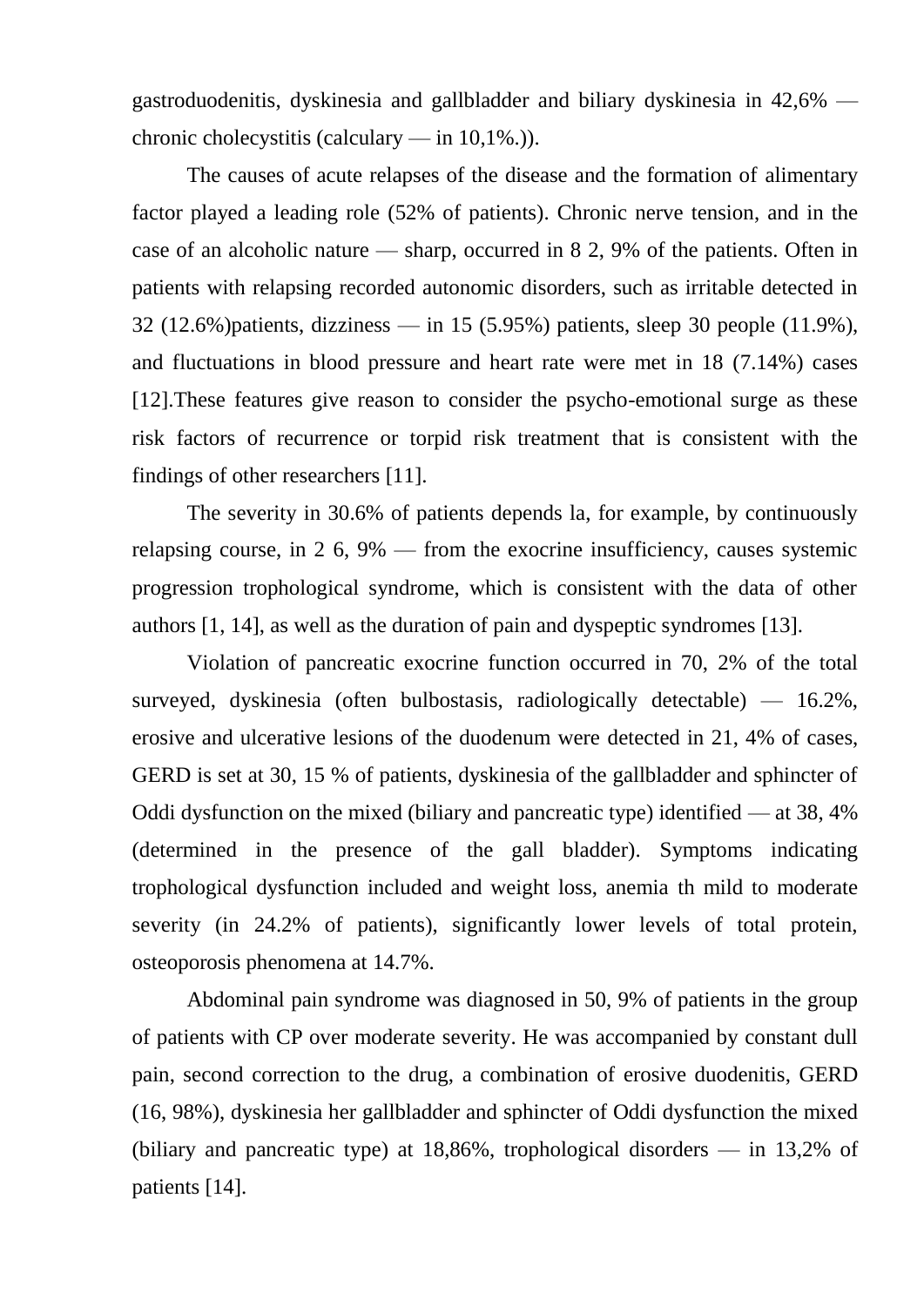gastroduodenitis, dyskinesia and gallbladder and biliary dyskinesia in 42,6% — chronic cholecystitis (calculary — in 10,1%.)).

The causes of acute relapses of the disease and the formation of alimentary factor played a leading role (52% of patients). Chronic nerve tension, and in the case of an alcoholic nature — sharp, occurred in 8 2, 9% of the patients. Often in patients with relapsing recorded autonomic disorders, such as irritable detected in 32 (12.6%)patients, dizziness — in 15 (5.95%) patients, sleep 30 people (11.9%), and fluctuations in blood pressure and heart rate were met in 18 (7.14%) cases [12].These features give reason to consider the psycho-emotional surge as these risk factors of recurrence or torpid risk treatment that is consistent with the findings of other researchers [11].

The severity in 30.6% of patients depends la, for example, by continuously relapsing course, in 2 6, 9% — from the exocrine insufficiency, causes systemic progression trophological syndrome, which is consistent with the data of other authors [1, 14], as well as the duration of pain and dyspeptic syndromes [13].

Violation of pancreatic exocrine function occurred in 70, 2% of the total surveyed, dyskinesia (often bulbostasis, radiologically detectable) — 16.2%, erosive and ulcerative lesions of the duodenum were detected in 21, 4% of cases, GERD is set at 30, 15 % of patients, dyskinesia of the gallbladder and sphincter of Oddi dysfunction on the mixed (biliary and pancreatic type) identified — at 38, 4% (determined in the presence of the gall bladder). Symptoms indicating trophological dysfunction included and weight loss, anemia th mild to moderate severity (in 24.2% of patients), significantly lower levels of total protein, osteoporosis phenomena at 14.7%.

Abdominal pain syndrome was diagnosed in 50, 9% of patients in the group of patients with CP over moderate severity. He was accompanied by constant dull pain, second correction to the drug, a combination of erosive duodenitis, GERD (16, 98%), dyskinesia her gallbladder and sphincter of Oddi dysfunction the mixed (biliary and pancreatic type) at 18,86%, trophological disorders — in 13,2% of patients [14].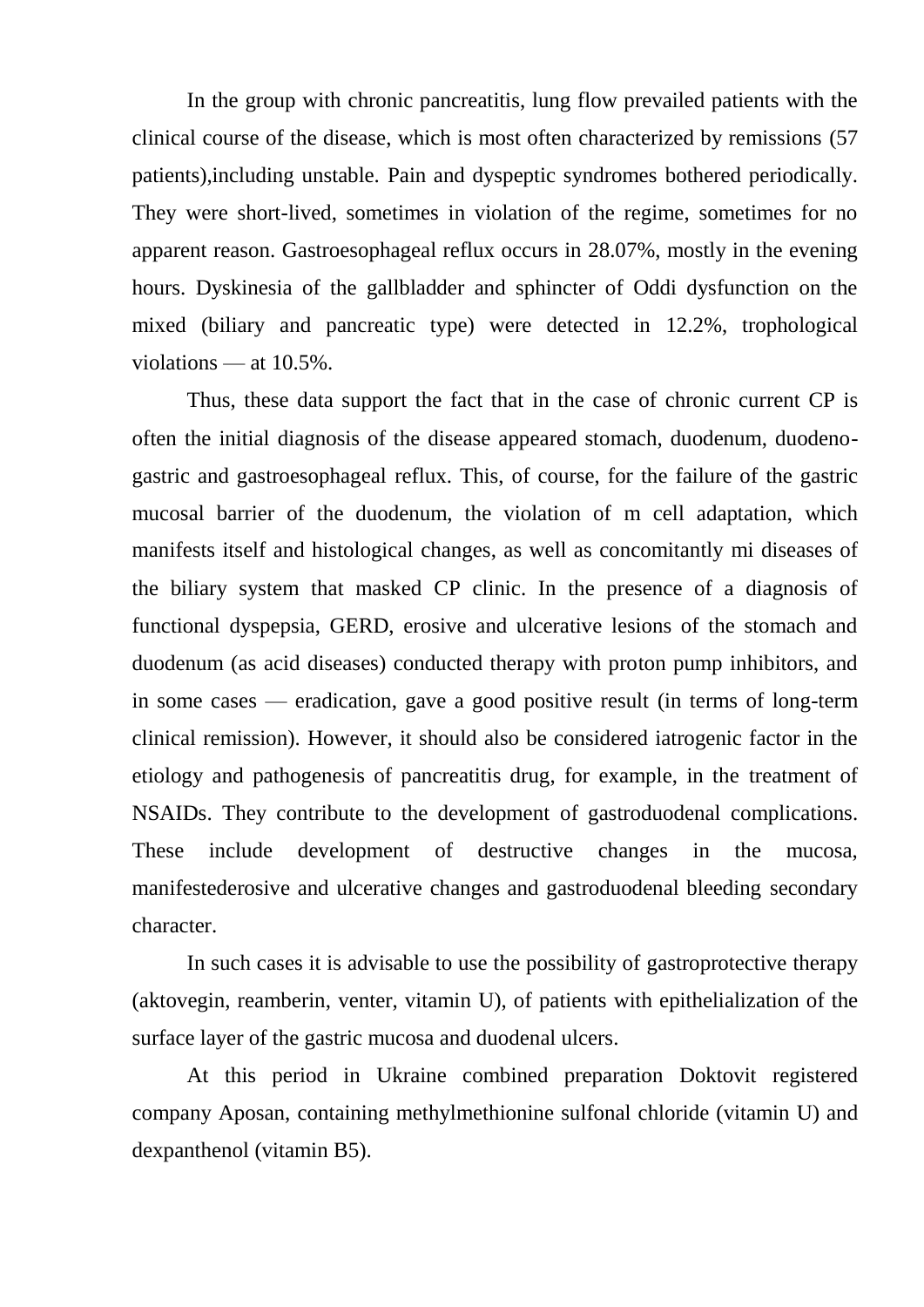In the group with chronic pancreatitis, lung flow prevailed patients with the clinical course of the disease, which is most often characterized by remissions (57 patients),including unstable. Pain and dyspeptic syndromes bothered periodically. They were short-lived, sometimes in violation of the regime, sometimes for no apparent reason. Gastroesophageal reflux occurs in 28.07%, mostly in the evening hours. Dyskinesia of the gallbladder and sphincter of Oddi dysfunction on the mixed (biliary and pancreatic type) were detected in 12.2%, trophological violations — at 10.5%.

Thus, these data support the fact that in the case of chronic current CP is often the initial diagnosis of the disease appeared stomach, duodenum, duodeno-gastric and gastroesophageal reflux. This, of course, for the failure of the gastric mucosal barrier of the duodenum, the violation of m cell adaptation, which manifests itself and histological changes, as well as concomitantly mi diseases of the biliary system that masked CP clinic. In the presence of a diagnosis of functional dyspepsia, GERD, erosive and ulcerative lesions of the stomach and duodenum (as acid diseases) conducted therapy with proton pump inhibitors, and in some cases — eradication, gave a good positive result (in terms of long-term clinical remission). However, it should also be considered iatrogenic factor in the etiology and pathogenesis of pancreatitis drug, for example, in the treatment of NSAIDs. They contribute to the development of gastroduodenal complications. These include development of destructive changes in the mucosa, manifestederosive and ulcerative changes and gastroduodenal bleeding secondary character.

In such cases it is advisable to use the possibility of gastroprotective therapy (aktovegin, reamberin, venter, vitamin U), of patients with epithelialization of the surface layer of the gastric mucosa and duodenal ulcers.

At this period in Ukraine combined preparation Doktovit registered company Aposan, containing methylmethionine sulfonal chloride (vitamin U) and dexpanthenol (vitamin B5).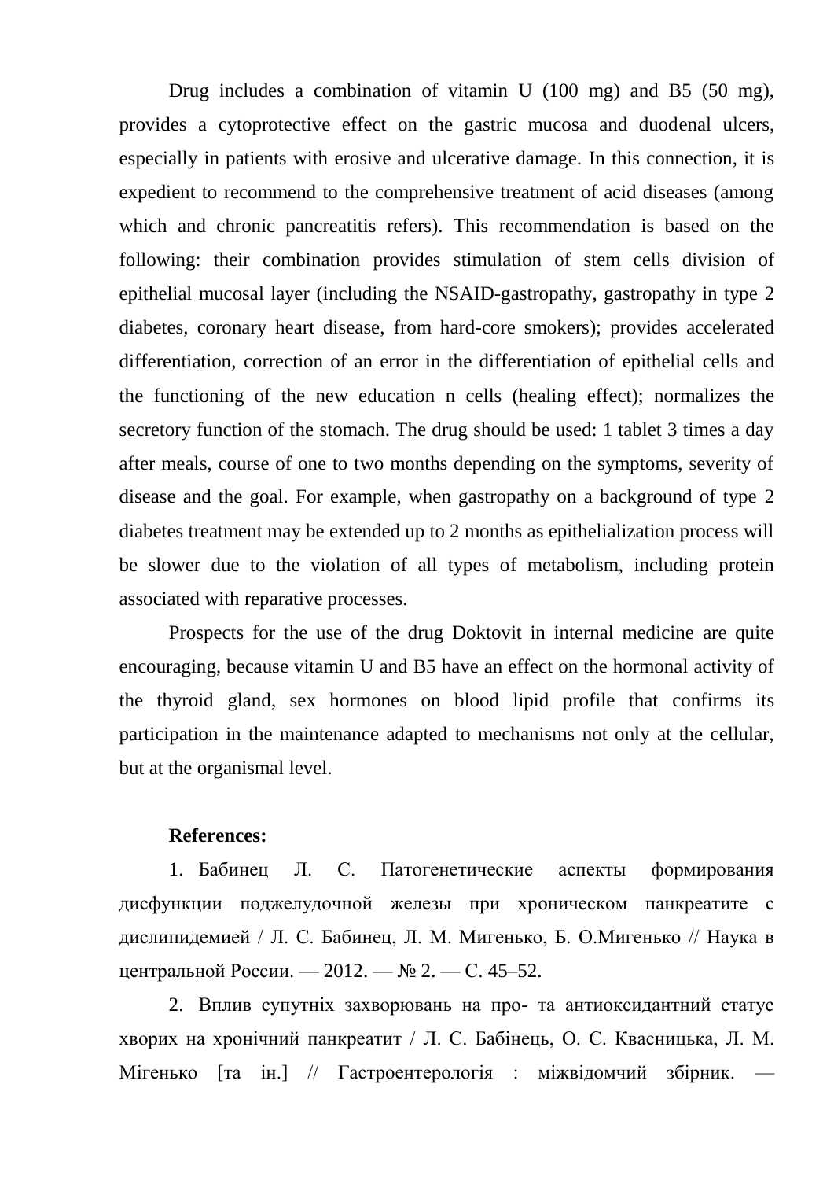Drug includes a combination of vitamin U (100 mg) and B5 (50 mg), provides a cytoprotective effect on the gastric mucosa and duodenal ulcers, especially in patients with erosive and ulcerative damage. In this connection, it is expedient to recommend to the comprehensive treatment of acid diseases (among which and chronic pancreatitis refers). This recommendation is based on the following: their combination provides stimulation of stem cells division of epithelial mucosal layer (including the NSAID-gastropathy, gastropathy in type 2 diabetes, coronary heart disease, from hard-core smokers); provides accelerated differentiation, correction of an error in the differentiation of epithelial cells and the functioning of the new education n cells (healing effect); normalizes the secretory function of the stomach. The drug should be used: 1 tablet 3 times a day after meals, course of one to two months depending on the symptoms, severity of disease and the goal. For example, when gastropathy on a background of type 2 diabetes treatment may be extended up to 2 months as epithelialization process will be slower due to the violation of all types of metabolism, including protein associated with reparative processes.

Prospects for the use of the drug Doktovit in internal medicine are quite encouraging, because vitamin U and B5 have an effect on the hormonal activity of the thyroid gland, sex hormones on blood lipid profile that confirms its participation in the maintenance adapted to mechanisms not only at the cellular, but at the organismal level.

**References:**

1. Бабинец Л. С. Патогенетические аспекты формирования дисфункции поджелудочной железы при хроническом панкреатите с дислипидемией / Л. С. Бабинец, Л. М. Мигенько, Б. О.Мигенько // Наука в центральной России. — 2012. — № 2. — С. 45–52.

2. Вплив супутніх захворювань на про- та антиоксидантний статус хворих на хронічний панкреатит / Л. С. Бабінець, О. С. Квасницька, Л. М. Мігенько [та ін.] // Гастроентерологія : міжвідомчий збірник. —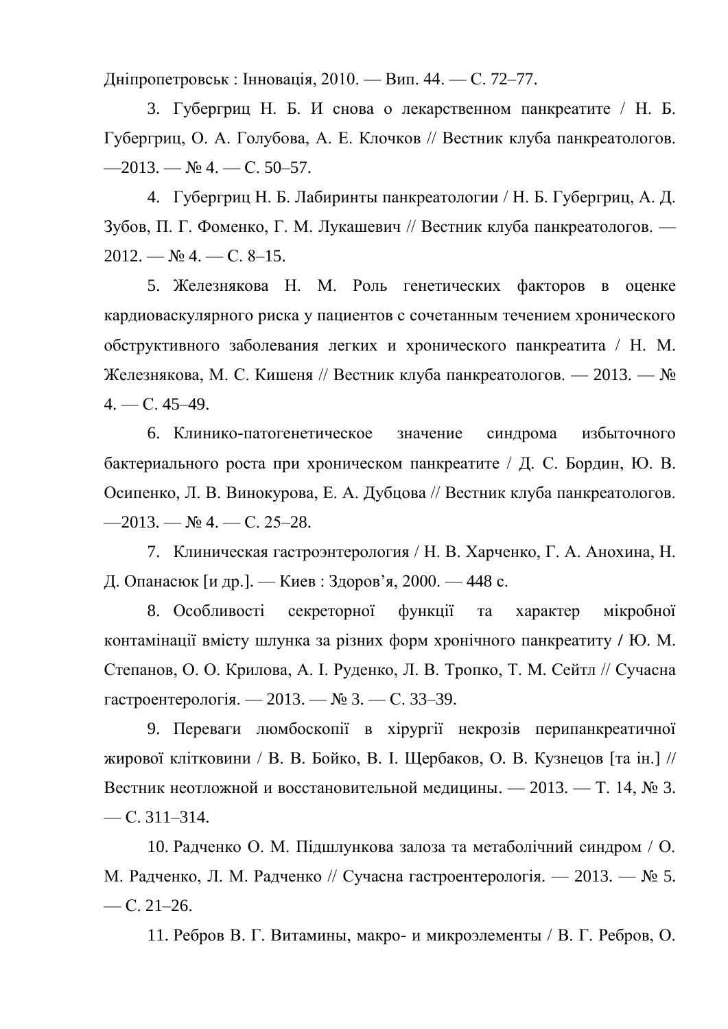Дніпропетровськ : Інновація, 2010. — Вип. 44. — С. 72–77.

3. Губергриц Н. Б. И снова о лекарственном панкреатите / Н. Б. Губергриц, О. А. Голубова, А. Е. Клочков // Вестник клуба панкреатологов. —2013. — № 4. — С. 50–57.

4. Губергриц Н. Б. Лабиринты панкреатологии / Н. Б. Губергриц, А. Д. Зубов, П. Г. Фоменко, Г. М. Лукашевич // Вестник клуба панкреатологов. — 2012. — № 4. — С. 8–15.

5. Железнякова Н. М. Роль генетических факторов в оценке кардиоваскулярного риска у пациентов с сочетанным течением хронического обструктивного заболевания легких и хронического панкреатита / Н. М. Железнякова, М. С. Кишеня // Вестник клуба панкреатологов. — 2013. — № 4. — С. 45–49.

6. Клинико-патогенетическое значение синдрома избыточного бактериального роста при хроническом панкреатите / Д. С. Бордин, Ю. В. Осипенко, Л. В. Винокурова, Е. А. Дубцова // Вестник клуба панкреатологов. —2013. — № 4. — С. 25–28.

7. Клиническая гастроэнтерология / Н. В. Харченко, Г. А. Анохина, Н. Д. Опанасюк [и др.]. — Киев : Здоров'я, 2000. — 448 с.

8. Особливості секреторної функції та характер мікробної контамінації вмісту шлунка за різних форм хронічного панкреатиту / Ю. М. Степанов, О. О. Крилова, А. І. Руденко, Л. В. Тропко, Т. М. Сейтл // Сучасна гастроентерологія. — 2013. — № 3. — С. 33–39.

9. Переваги люмбоскопії в хірургії некрозів перипанкреатичної жирової клітковини / В. В. Бойко, В. І. Щербаков, О. В. Кузнецов [та ін.] // Вестник неотложной и восстановительной медицины. — 2013. — Т. 14, № 3. — С. 311–314.

10. Радченко О. М. Підшлункова залоза та метаболічний синдром / О. М. Радченко, Л. М. Радченко // Сучасна гастроентерологія. — 2013. — № 5. — С. 21–26.

11. Ребров В. Г. Витамины, макро- и микроэлементы / В. Г. Ребров, О.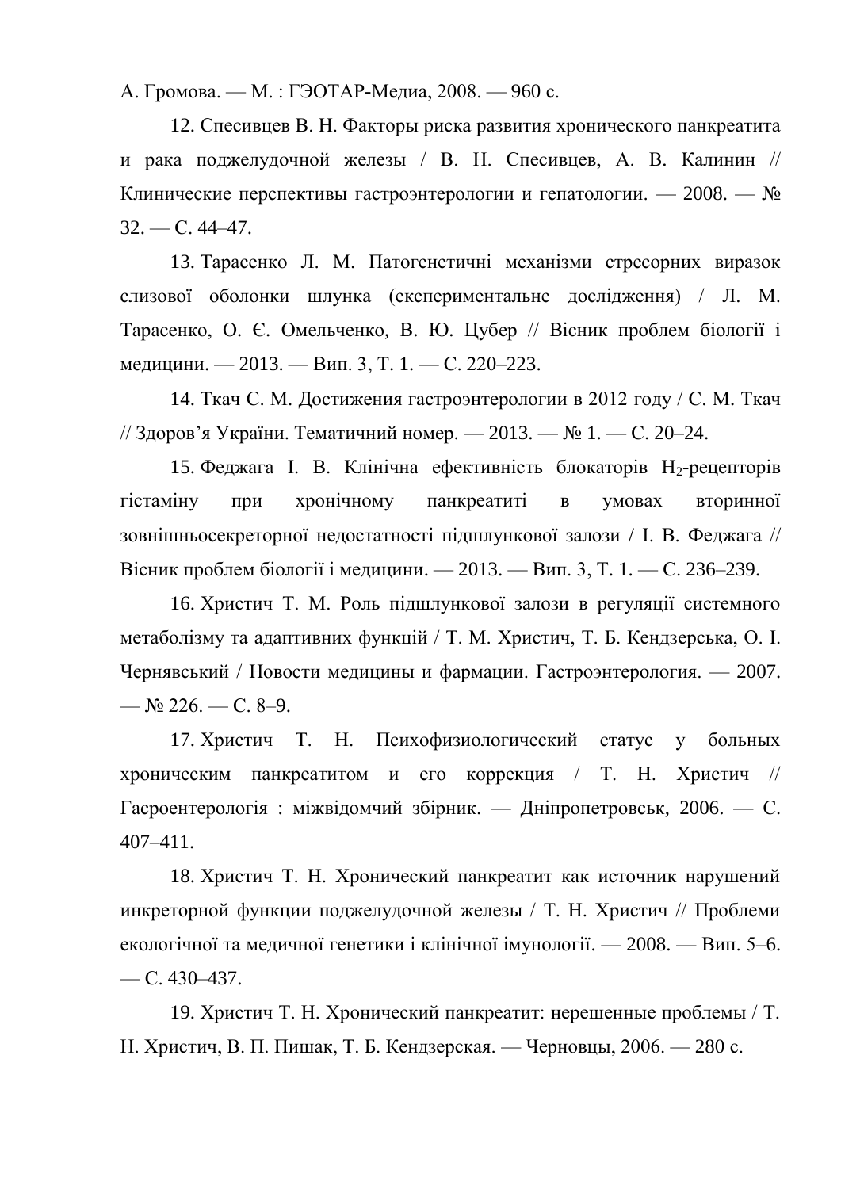А. Громова. — М. : ГЭОТАР-Медиа, 2008. — 960 с.

12. Спесивцев В. Н. Факторы риска развития хронического панкреатита и рака поджелудочной железы / В. Н. Спесивцев, А. В. Калинин // Клинические перспективы гастроэнтерологии и гепатологии. — 2008. — № 32. — С. 44–47.

13. Тарасенко Л. М. Патогенетичні механізми стресорних виразок слизової оболонки шлунка (експериментальне дослідження) / Л. М. Тарасенко, О. Є. Омельченко, В. Ю. Цубер // Вісник проблем біології і медицини. — 2013. — Вип. 3, Т. 1. — С. 220–223.

14. Ткач С. М. Достижения гастроэнтерологии в 2012 году / С. М. Ткач // Здоров'я України. Тематичний номер. — 2013. — № 1. — С. 20–24.

15. Феджага І. В. Клінічна ефективність блокаторів $H_2$-рецепторів гістаміну при хронічному панкреатиті в умовах вторинної зовнішньосекреторної недостатності підшлункової залози / І. В. Феджага // Вісник проблем біології і медицини. — 2013. — Вип. 3, Т. 1. — С. 236–239.

16. Христич Т. М. Роль підшлункової залози в регуляції системного метаболізму та адаптивних функцій / Т. М. Христич, Т. Б. Кендзерська, О. І. Чернявський / Новости медицины и фармации. Гастроэнтерология. — 2007. — № 226. — С. 8–9.

17. Христич Т. Н. Психофизиологический статус у больных хроническим панкреатитом и его коррекция / Т. Н. Христич // Гасроентерологія : міжвідомчий збірник. — Дніпропетровськ, 2006. — С. 407–411.

18. Христич Т. Н. Хронический панкреатит как источник нарушений инкреторной функции поджелудочной железы / Т. Н. Христич // Проблеми екологічної та медичної генетики і клінічної імунології. — 2008. — Вип. 5–6. — С. 430–437.

19. Христич Т. Н. Хронический панкреатит: нерешенные проблемы / Т. Н. Христич, В. П. Пишак, Т. Б. Кендзерская. — Черновцы, 2006. — 280 с.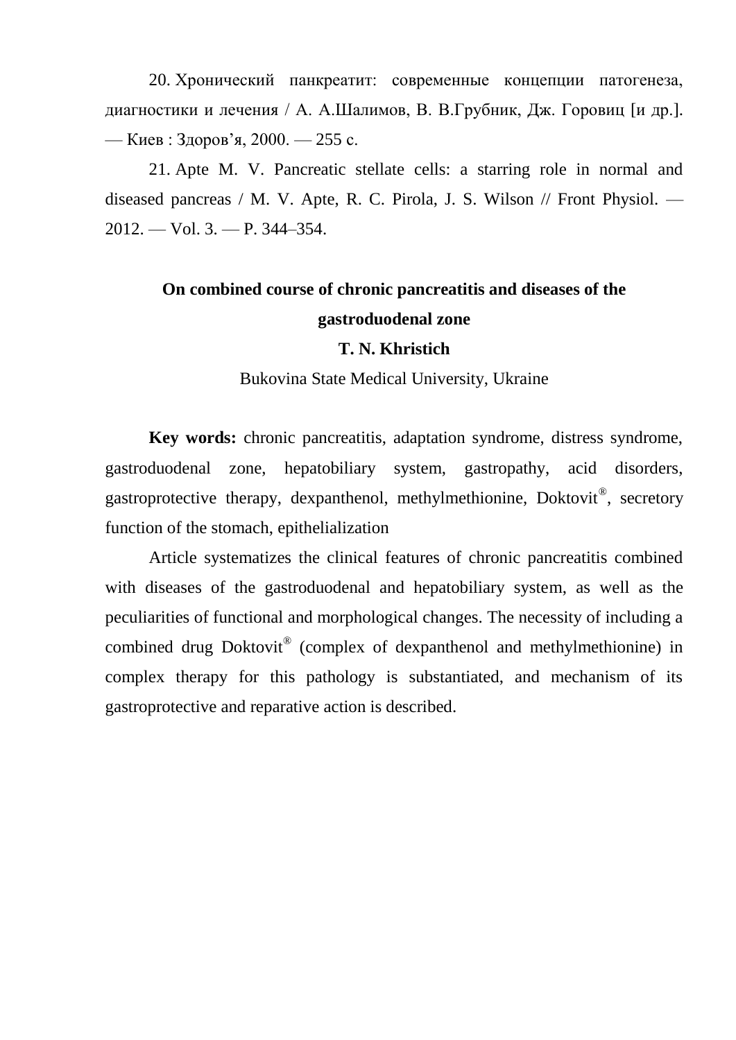20. Хронический панкреатит: современные концепции патогенеза, диагностики и лечения / А. А.Шалимов, В. В.Грубник, Дж. Горовиц [и др.]. — Киев : Здоров'я, 2000. — 255 с.

21. Apte M. V. Pancreatic stellate cells: a starring role in normal and diseased pancreas / M. V. Apte, R. C. Pirola, J. S. Wilson // Front Physiol. — 2012. — Vol. 3. — P. 344–354.

## On combined course of chronic pancreatitis and diseases of the gastroduodenal zone

**T. N. Khristich**

Bukovina State Medical University, Ukraine

**Key words:** chronic pancreatitis, adaptation syndrome, distress syndrome, gastroduodenal zone, hepatobiliary system, gastropathy, acid disorders, gastroprotective therapy, dexpanthenol, methylmethionine, Doktovit®, secretory function of the stomach, epithelialization

Article systematizes the clinical features of chronic pancreatitis combined with diseases of the gastroduodenal and hepatobiliary system, as well as the peculiarities of functional and morphological changes. The necessity of including a combined drug Doktovit® (complex of dexpanthenol and methylmethionine) in complex therapy for this pathology is substantiated, and mechanism of its gastroprotective and reparative action is described.